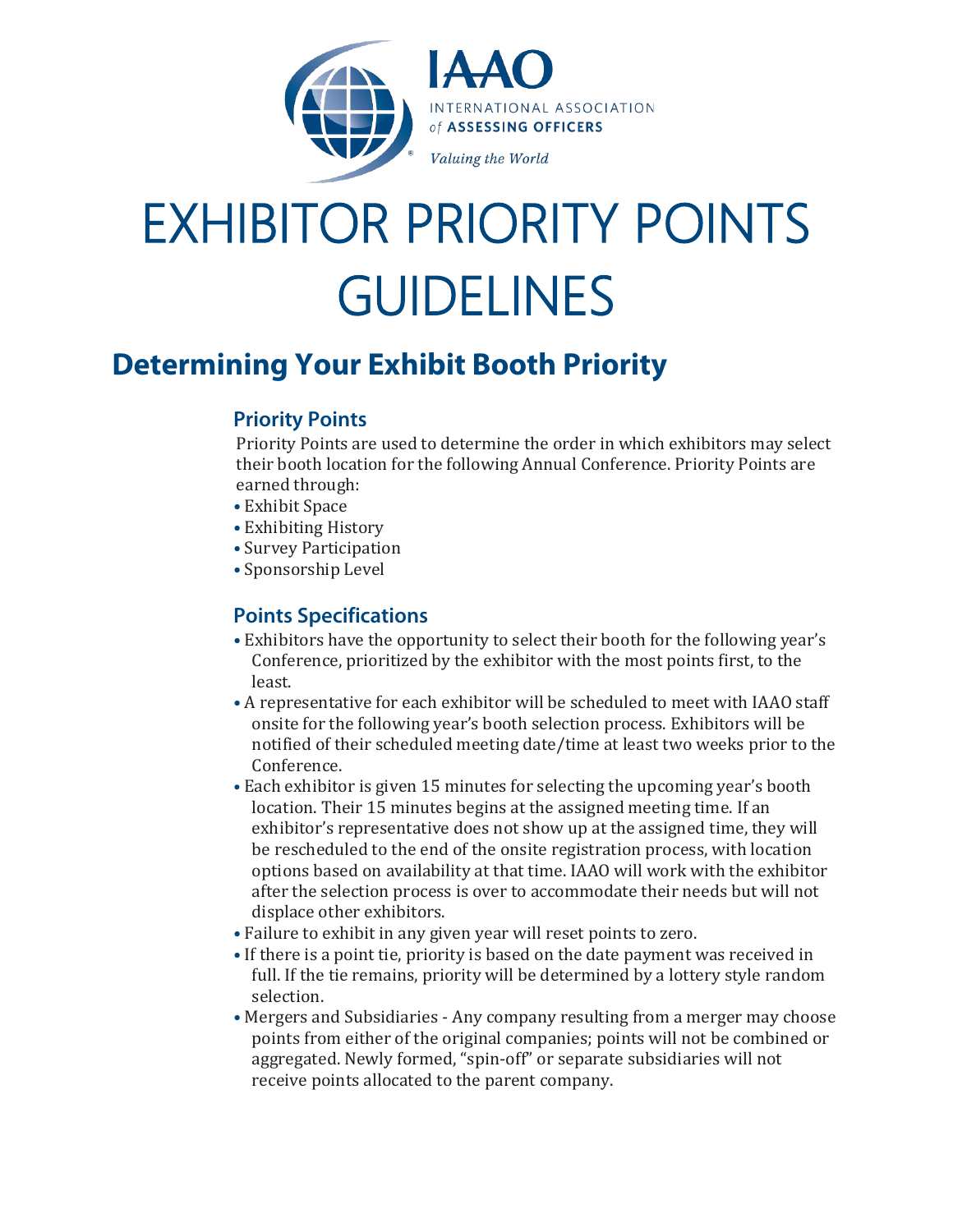IAAO

INTERNATIONAL ASSOCIATION of ASSESSING OFFICERS

*Valuing the World*

# EXHIBITOR PRIORITY POINTS GUIDELINES

## Determining Your Exhibit Booth Priority

### Priority Points

Priority Points are used to determine the order in which exhibitors may select their booth location for the following Annual Conference. Priority Points are earned through:

- Exhibit Space
- Exhibiting History
- Survey Participation
- Sponsorship Level

### Points Specifications

- Exhibitors have the opportunity to select their booth for the following year's Conference, prioritized by the exhibitor with the most points first, to the least.
- A representative for each exhibitor will be scheduled to meet with IAAO staff onsite for the following year's booth selection process. Exhibitors will be notified of their scheduled meeting date/time at least two weeks prior to the Conference.
- Each exhibitor is given 15 minutes for selecting the upcoming year's booth location. Their 15 minutes begins at the assigned meeting time. If an exhibitor's representative does not show up at the assigned time, they will be rescheduled to the end of the onsite registration process, with location options based on availability at that time. IAAO will work with the exhibitor after the selection process is over to accommodate their needs but will not displace other exhibitors.
- Failure to exhibit in any given year will reset points to zero.
- If there is a point tie, priority is based on the date payment was received in full. If the tie remains, priority will be determined by a lottery style random selection.
- Mergers and Subsidiaries - Any company resulting from a merger may choose points from either of the original companies; points will not be combined or aggregated. Newly formed, "spin-off" or separate subsidiaries will not receive points allocated to the parent company.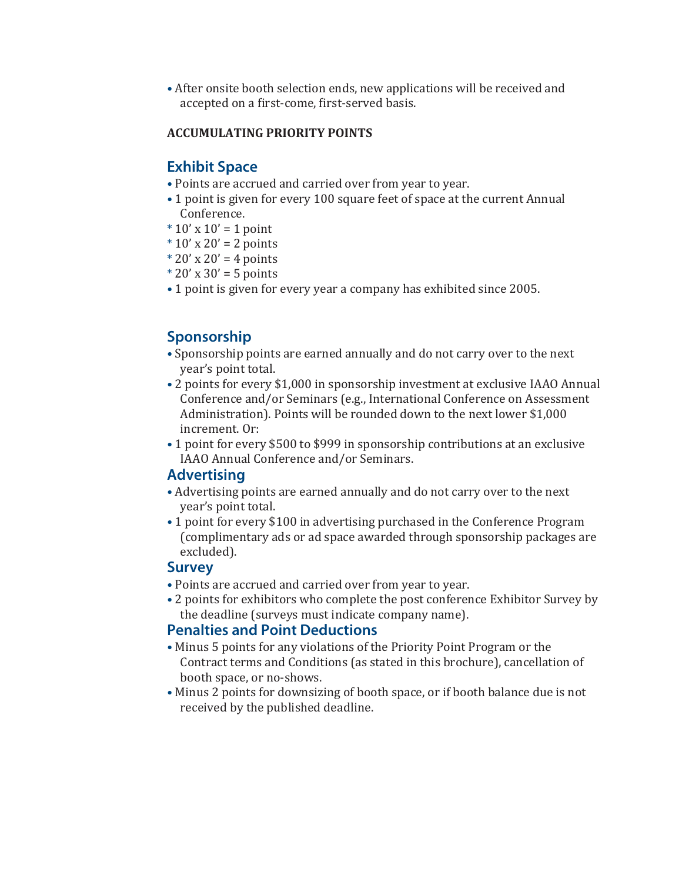- After onsite booth selection ends, new applications will be received and accepted on a first-come, first-served basis.

**ACCUMULATING PRIORITY POINTS**

## Exhibit Space

- Points are accrued and carried over from year to year.
- 1 point is given for every 100 square feet of space at the current Annual Conference.

* 10' x 10' = 1 point
* 10' x 20' = 2 points
* 20' x 20' = 4 points
* 20' x 30' = 5 points

- 1 point is given for every year a company has exhibited since 2005.

## Sponsorship

- Sponsorship points are earned annually and do not carry over to the next year's point total.
- 2 points for every $1,000 in sponsorship investment at exclusive IAAO Annual Conference and/or Seminars (e.g., International Conference on Assessment Administration). Points will be rounded down to the next lower $1,000 increment. Or:
- 1 point for every $500 to $999 in sponsorship contributions at an exclusive IAAO Annual Conference and/or Seminars.

## Advertising

- Advertising points are earned annually and do not carry over to the next year's point total.
- 1 point for every $100 in advertising purchased in the Conference Program (complimentary ads or ad space awarded through sponsorship packages are excluded).

## Survey

- Points are accrued and carried over from year to year.
- 2 points for exhibitors who complete the post conference Exhibitor Survey by the deadline (surveys must indicate company name).

## Penalties and Point Deductions

- Minus 5 points for any violations of the Priority Point Program or the Contract terms and Conditions (as stated in this brochure), cancellation of booth space, or no-shows.
- Minus 2 points for downsizing of booth space, or if booth balance due is not received by the published deadline.